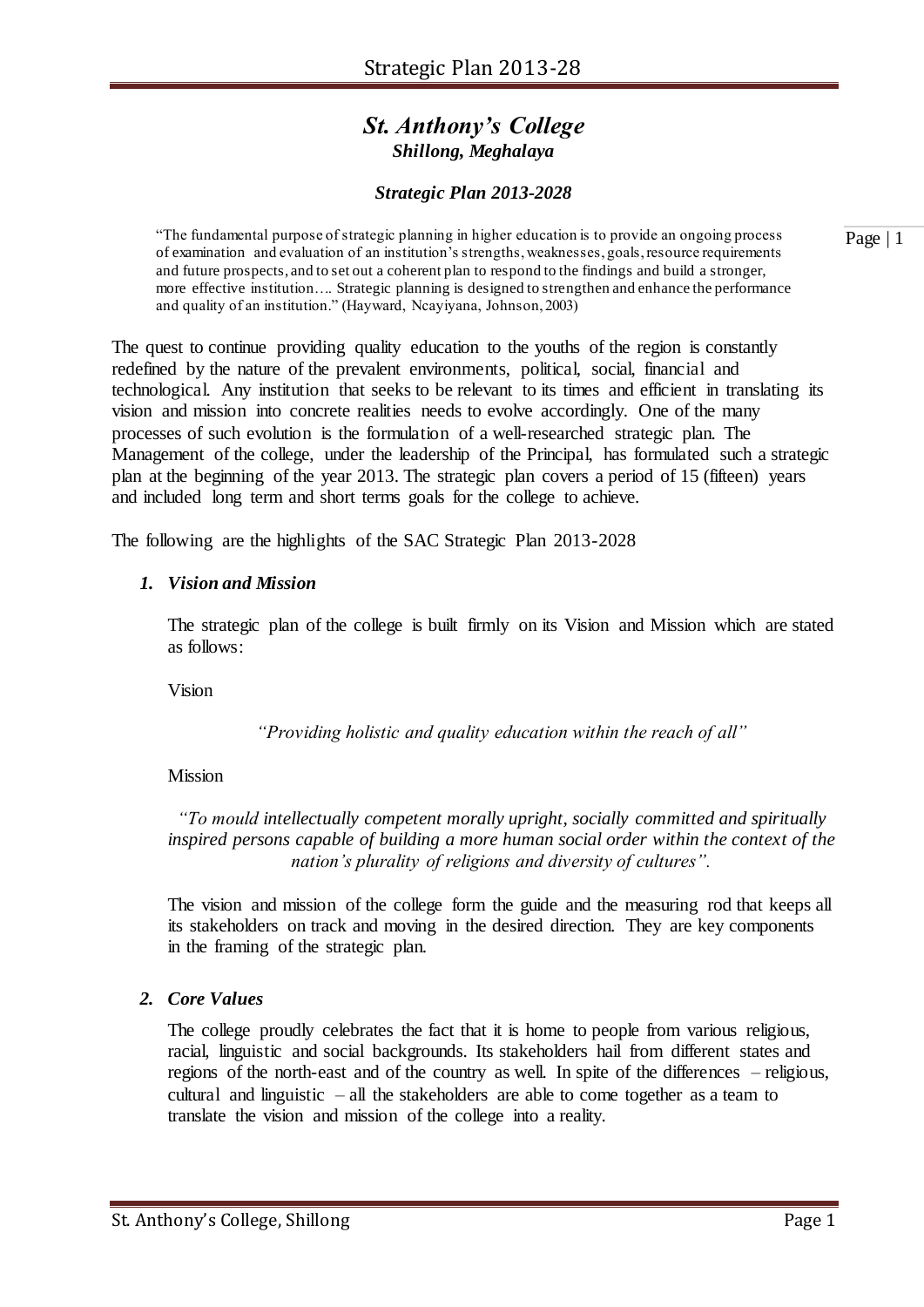# *St. Anthony's College*

## *Shillong, Meghalaya*

### *Strategic Plan 2013-2028*

> "The fundamental purpose of strategic planning in higher education is to provide an ongoing process of examination and evaluation of an institution's strengths, weaknesses, goals, resource requirements and future prospects, and to set out a coherent plan to respond to the findings and build a stronger, more effective institution…. Strategic planning is designed to strengthen and enhance the performance and quality of an institution." (Hayward, Ncayiyana, Johnson, 2003)

The quest to continue providing quality education to the youths of the region is constantly redefined by the nature of the prevalent environments, political, social, financial and technological. Any institution that seeks to be relevant to its times and efficient in translating its vision and mission into concrete realities needs to evolve accordingly. One of the many processes of such evolution is the formulation of a well-researched strategic plan. The Management of the college, under the leadership of the Principal, has formulated such a strategic plan at the beginning of the year 2013. The strategic plan covers a period of 15 (fifteen) years and included long term and short terms goals for the college to achieve.

The following are the highlights of the SAC Strategic Plan 2013-2028

#### *1. Vision and Mission*

The strategic plan of the college is built firmly on its Vision and Mission which are stated as follows:

Vision

*"Providing holistic and quality education within the reach of all"*

Mission

*"To mould intellectually competent morally upright, socially committed and spiritually inspired persons capable of building a more human social order within the context of the nation's plurality of religions and diversity of cultures".*

The vision and mission of the college form the guide and the measuring rod that keeps all its stakeholders on track and moving in the desired direction. They are key components in the framing of the strategic plan.

#### *2. Core Values*

The college proudly celebrates the fact that it is home to people from various religious, racial, linguistic and social backgrounds. Its stakeholders hail from different states and regions of the north-east and of the country as well. In spite of the differences – religious, cultural and linguistic – all the stakeholders are able to come together as a team to translate the vision and mission of the college into a reality.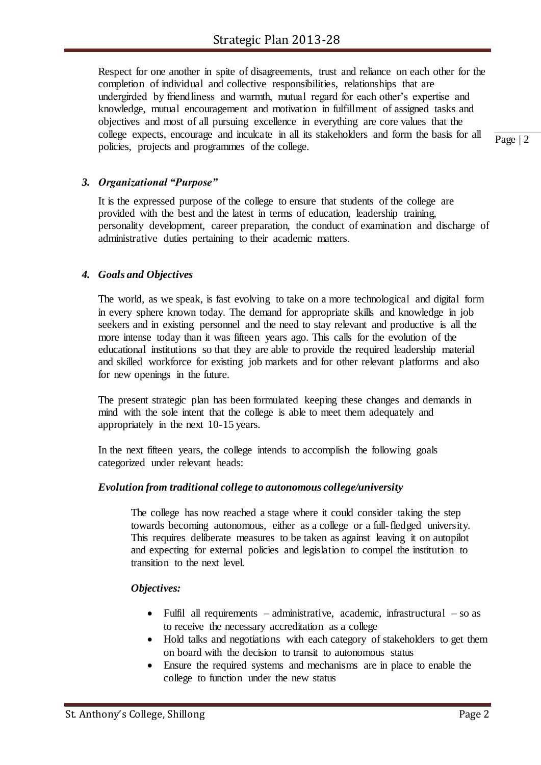Respect for one another in spite of disagreements, trust and reliance on each other for the completion of individual and collective responsibilities, relationships that are undergirded by friendliness and warmth, mutual regard for each other's expertise and knowledge, mutual encouragement and motivation in fulfillment of assigned tasks and objectives and most of all pursuing excellence in everything are core values that the college expects, encourage and inculcate in all its stakeholders and form the basis for all policies, projects and programmes of the college.

### *3. Organizational "Purpose"*

It is the expressed purpose of the college to ensure that students of the college are provided with the best and the latest in terms of education, leadership training, personality development, career preparation, the conduct of examination and discharge of administrative duties pertaining to their academic matters.

### *4. Goals and Objectives*

The world, as we speak, is fast evolving to take on a more technological and digital form in every sphere known today. The demand for appropriate skills and knowledge in job seekers and in existing personnel and the need to stay relevant and productive is all the more intense today than it was fifteen years ago. This calls for the evolution of the educational institutions so that they are able to provide the required leadership material and skilled workforce for existing job markets and for other relevant platforms and also for new openings in the future.

The present strategic plan has been formulated keeping these changes and demands in mind with the sole intent that the college is able to meet them adequately and appropriately in the next 10-15 years.

In the next fifteen years, the college intends to accomplish the following goals categorized under relevant heads:

#### ***Evolution from traditional college to autonomous college/university***

The college has now reached a stage where it could consider taking the step towards becoming autonomous, either as a college or a full-fledged university. This requires deliberate measures to be taken as against leaving it on autopilot and expecting for external policies and legislation to compel the institution to transition to the next level.

***Objectives:***

- Fulfil all requirements – administrative, academic, infrastructural – so as to receive the necessary accreditation as a college
- Hold talks and negotiations with each category of stakeholders to get them on board with the decision to transit to autonomous status
- Ensure the required systems and mechanisms are in place to enable the college to function under the new status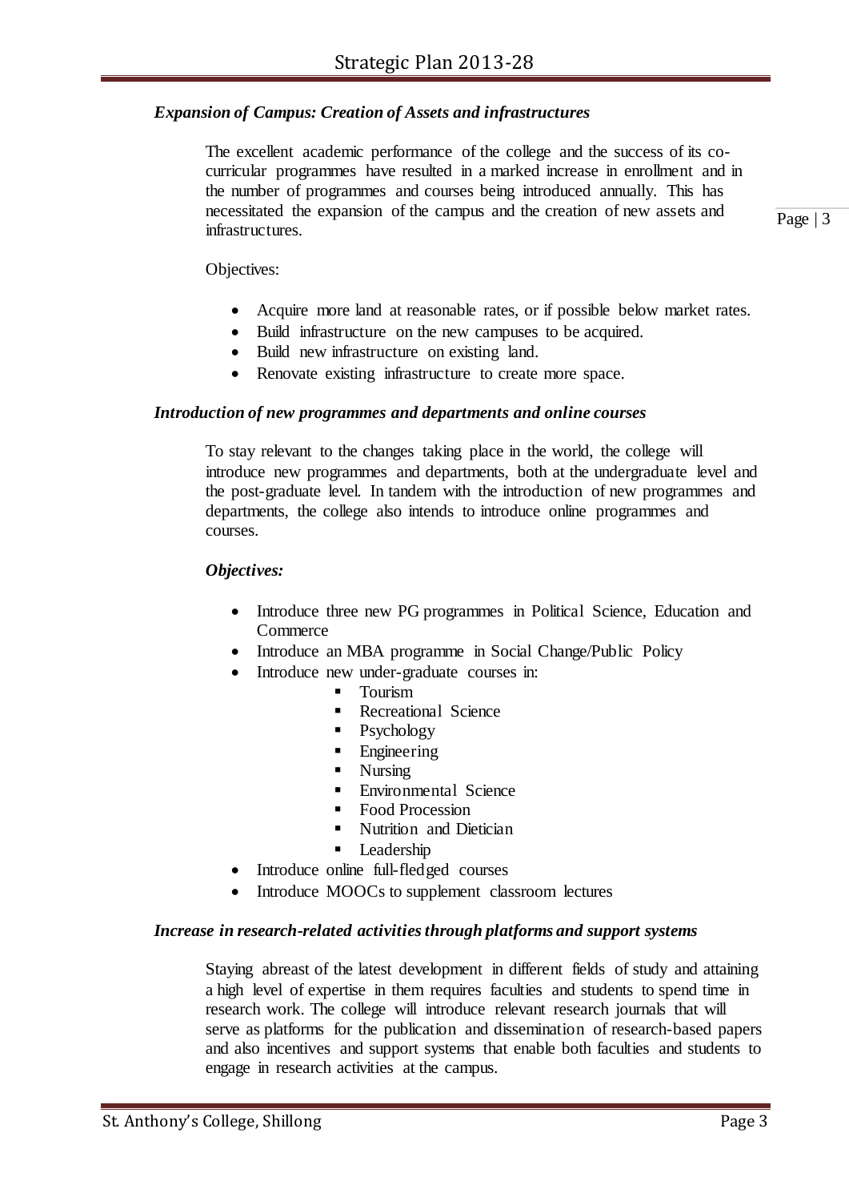### *Expansion of Campus: Creation of Assets and infrastructures*

The excellent academic performance of the college and the success of its co-curricular programmes have resulted in a marked increase in enrollment and in the number of programmes and courses being introduced annually. This has necessitated the expansion of the campus and the creation of new assets and infrastructures.

Objectives:

- Acquire more land at reasonable rates, or if possible below market rates.
- Build infrastructure on the new campuses to be acquired.
- Build new infrastructure on existing land.
- Renovate existing infrastructure to create more space.

### *Introduction of new programmes and departments and online courses*

To stay relevant to the changes taking place in the world, the college will introduce new programmes and departments, both at the undergraduate level and the post-graduate level. In tandem with the introduction of new programmes and departments, the college also intends to introduce online programmes and courses.

***Objectives:***

- Introduce three new PG programmes in Political Science, Education and Commerce
- Introduce an MBA programme in Social Change/Public Policy
- Introduce new under-graduate courses in:
    - Tourism
    - Recreational Science
    - Psychology
    - Engineering
    - Nursing
    - Environmental Science
    - Food Procession
    - Nutrition and Dietician
    - Leadership
- Introduce online full-fledged courses
- Introduce MOOCs to supplement classroom lectures

### *Increase in research-related activities through platforms and support systems*

Staying abreast of the latest development in different fields of study and attaining a high level of expertise in them requires faculties and students to spend time in research work. The college will introduce relevant research journals that will serve as platforms for the publication and dissemination of research-based papers and also incentives and support systems that enable both faculties and students to engage in research activities at the campus.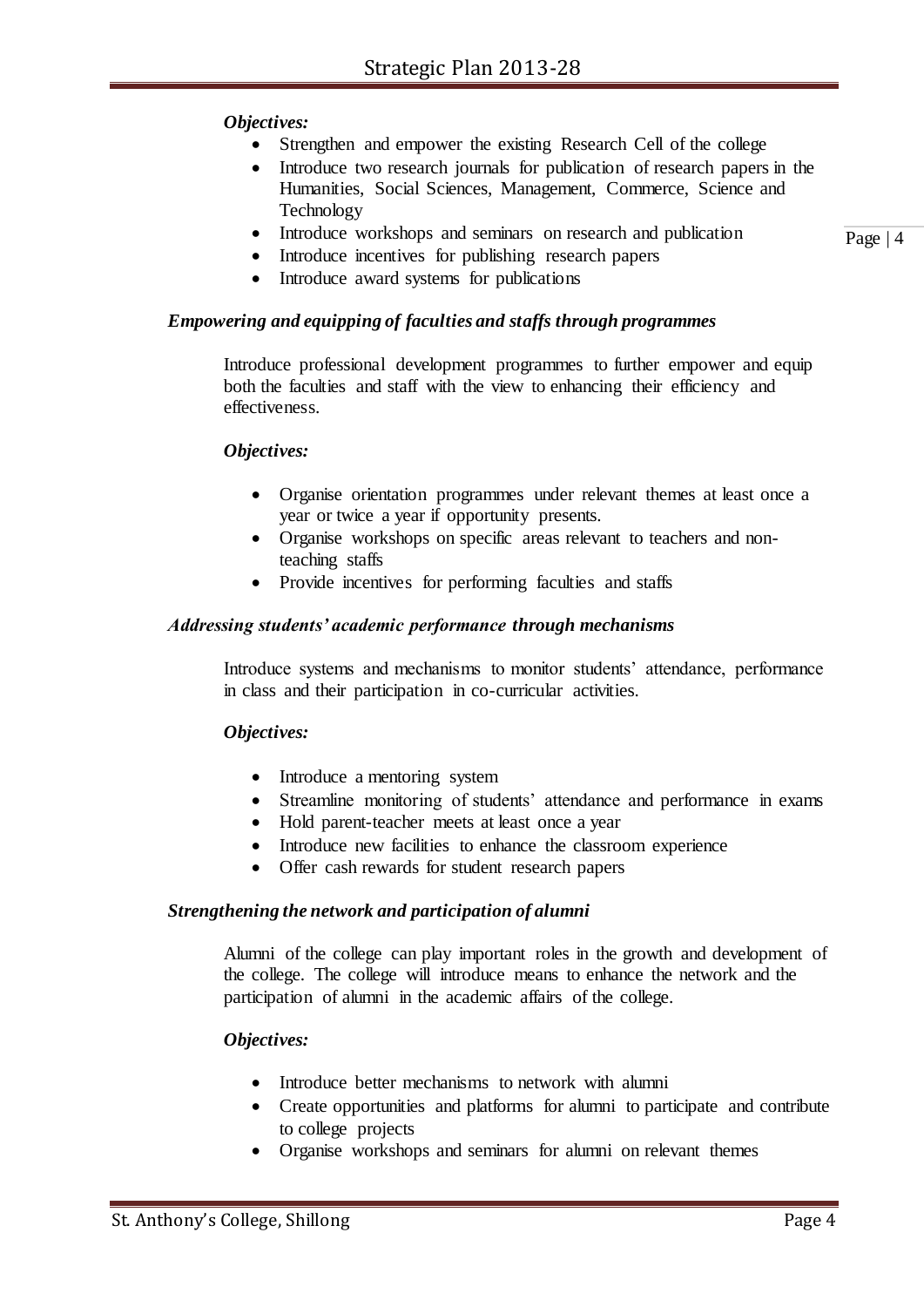***Objectives:***

- Strengthen and empower the existing Research Cell of the college
- Introduce two research journals for publication of research papers in the Humanities, Social Sciences, Management, Commerce, Science and Technology
- Introduce workshops and seminars on research and publication
- Introduce incentives for publishing research papers
- Introduce award systems for publications

***Empowering and equipping of faculties and staffs through programmes***

Introduce professional development programmes to further empower and equip both the faculties and staff with the view to enhancing their efficiency and effectiveness.

***Objectives:***

- Organise orientation programmes under relevant themes at least once a year or twice a year if opportunity presents.
- Organise workshops on specific areas relevant to teachers and non-teaching staffs
- Provide incentives for performing faculties and staffs

***Addressing students' academic performance through mechanisms***

Introduce systems and mechanisms to monitor students' attendance, performance in class and their participation in co-curricular activities.

***Objectives:***

- Introduce a mentoring system
- Streamline monitoring of students' attendance and performance in exams
- Hold parent-teacher meets at least once a year
- Introduce new facilities to enhance the classroom experience
- Offer cash rewards for student research papers

***Strengthening the network and participation of alumni***

Alumni of the college can play important roles in the growth and development of the college. The college will introduce means to enhance the network and the participation of alumni in the academic affairs of the college.

***Objectives:***

- Introduce better mechanisms to network with alumni
- Create opportunities and platforms for alumni to participate and contribute to college projects
- Organise workshops and seminars for alumni on relevant themes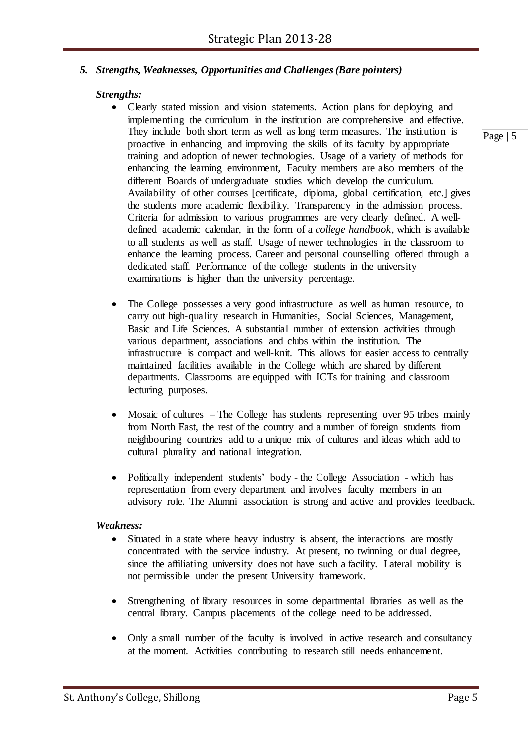### *5. Strengths, Weaknesses, Opportunities and Challenges (Bare pointers)*

***Strengths:***

- Clearly stated mission and vision statements. Action plans for deploying and implementing the curriculum in the institution are comprehensive and effective. They include both short term as well as long term measures. The institution is proactive in enhancing and improving the skills of its faculty by appropriate training and adoption of newer technologies. Usage of a variety of methods for enhancing the learning environment, Faculty members are also members of the different Boards of undergraduate studies which develop the curriculum. Availability of other courses [certificate, diploma, global certification, etc.] gives the students more academic flexibility. Transparency in the admission process. Criteria for admission to various programmes are very clearly defined. A well-defined academic calendar, in the form of a *college handbook*, which is available to all students as well as staff. Usage of newer technologies in the classroom to enhance the learning process. Career and personal counselling offered through a dedicated staff. Performance of the college students in the university examinations is higher than the university percentage.

- The College possesses a very good infrastructure as well as human resource, to carry out high-quality research in Humanities, Social Sciences, Management, Basic and Life Sciences. A substantial number of extension activities through various department, associations and clubs within the institution. The infrastructure is compact and well-knit. This allows for easier access to centrally maintained facilities available in the College which are shared by different departments. Classrooms are equipped with ICTs for training and classroom lecturing purposes.

- Mosaic of cultures – The College has students representing over 95 tribes mainly from North East, the rest of the country and a number of foreign students from neighbouring countries add to a unique mix of cultures and ideas which add to cultural plurality and national integration.

- Politically independent students' body - the College Association - which has representation from every department and involves faculty members in an advisory role. The Alumni association is strong and active and provides feedback.

***Weakness:***

- Situated in a state where heavy industry is absent, the interactions are mostly concentrated with the service industry. At present, no twinning or dual degree, since the affiliating university does not have such a facility. Lateral mobility is not permissible under the present University framework.

- Strengthening of library resources in some departmental libraries as well as the central library. Campus placements of the college need to be addressed.

- Only a small number of the faculty is involved in active research and consultancy at the moment. Activities contributing to research still needs enhancement.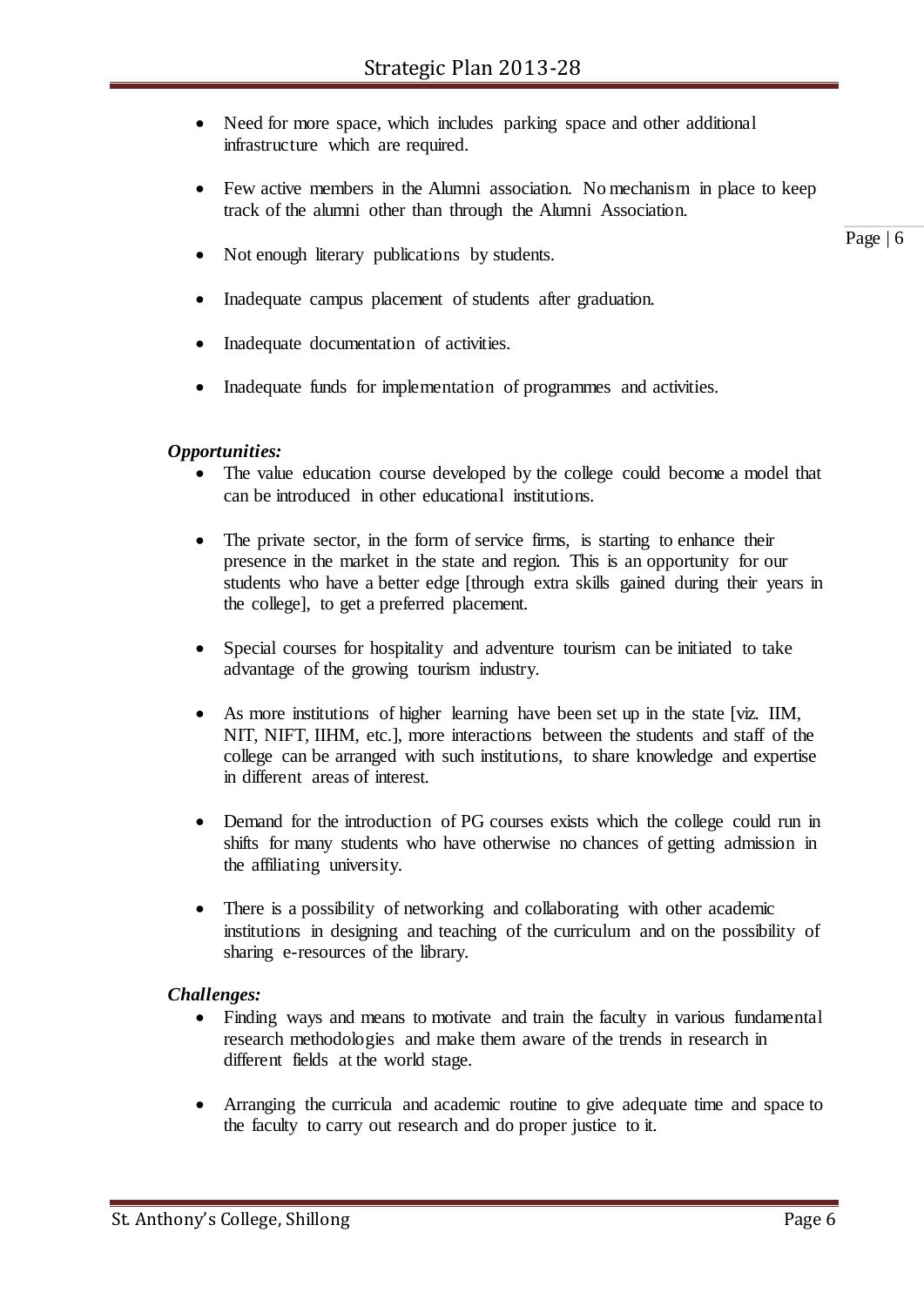- Need for more space, which includes parking space and other additional infrastructure which are required.
- Few active members in the Alumni association. No mechanism in place to keep track of the alumni other than through the Alumni Association.
- Not enough literary publications by students.
- Inadequate campus placement of students after graduation.
- Inadequate documentation of activities.
- Inadequate funds for implementation of programmes and activities.

***Opportunities:***

- The value education course developed by the college could become a model that can be introduced in other educational institutions.
- The private sector, in the form of service firms, is starting to enhance their presence in the market in the state and region. This is an opportunity for our students who have a better edge [through extra skills gained during their years in the college], to get a preferred placement.
- Special courses for hospitality and adventure tourism can be initiated to take advantage of the growing tourism industry.
- As more institutions of higher learning have been set up in the state [viz. IIM, NIT, NIFT, IIHM, etc.], more interactions between the students and staff of the college can be arranged with such institutions, to share knowledge and expertise in different areas of interest.
- Demand for the introduction of PG courses exists which the college could run in shifts for many students who have otherwise no chances of getting admission in the affiliating university.
- There is a possibility of networking and collaborating with other academic institutions in designing and teaching of the curriculum and on the possibility of sharing e-resources of the library.

***Challenges:***

- Finding ways and means to motivate and train the faculty in various fundamental research methodologies and make them aware of the trends in research in different fields at the world stage.
- Arranging the curricula and academic routine to give adequate time and space to the faculty to carry out research and do proper justice to it.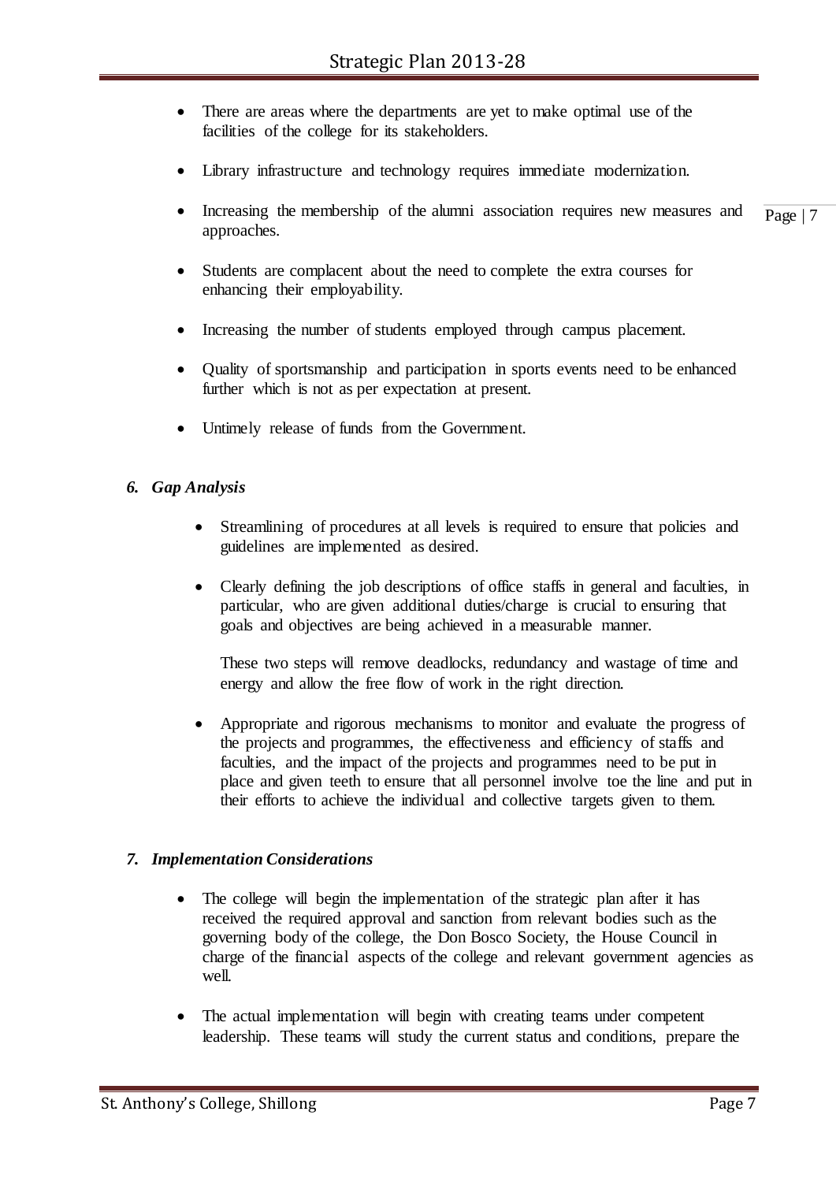- There are areas where the departments are yet to make optimal use of the facilities of the college for its stakeholders.
- Library infrastructure and technology requires immediate modernization.
- Increasing the membership of the alumni association requires new measures and approaches.
- Students are complacent about the need to complete the extra courses for enhancing their employability.
- Increasing the number of students employed through campus placement.
- Quality of sportsmanship and participation in sports events need to be enhanced further which is not as per expectation at present.
- Untimely release of funds from the Government.

### *6. Gap Analysis*

- Streamlining of procedures at all levels is required to ensure that policies and guidelines are implemented as desired.
- Clearly defining the job descriptions of office staffs in general and faculties, in particular, who are given additional duties/charge is crucial to ensuring that goals and objectives are being achieved in a measurable manner.

  These two steps will remove deadlocks, redundancy and wastage of time and energy and allow the free flow of work in the right direction.

- Appropriate and rigorous mechanisms to monitor and evaluate the progress of the projects and programmes, the effectiveness and efficiency of staffs and faculties, and the impact of the projects and programmes need to be put in place and given teeth to ensure that all personnel involve toe the line and put in their efforts to achieve the individual and collective targets given to them.

### *7. Implementation Considerations*

- The college will begin the implementation of the strategic plan after it has received the required approval and sanction from relevant bodies such as the governing body of the college, the Don Bosco Society, the House Council in charge of the financial aspects of the college and relevant government agencies as well.
- The actual implementation will begin with creating teams under competent leadership. These teams will study the current status and conditions, prepare the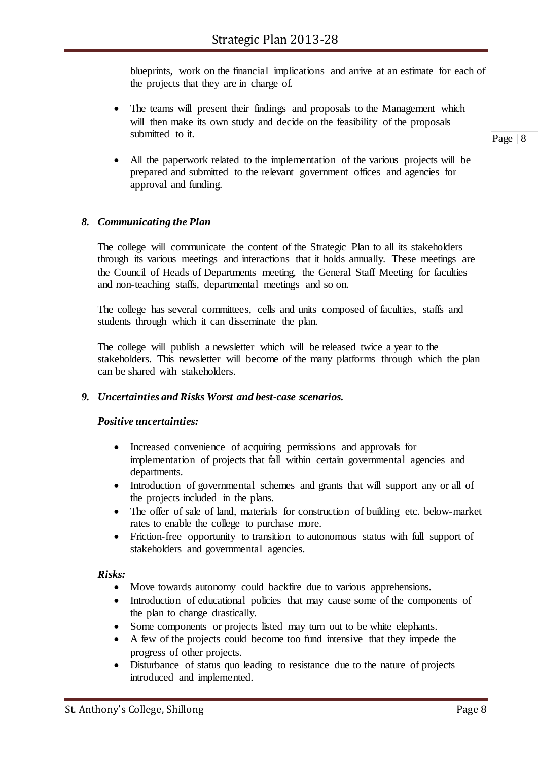blueprints, work on the financial implications and arrive at an estimate for each of the projects that they are in charge of.

- The teams will present their findings and proposals to the Management which will then make its own study and decide on the feasibility of the proposals submitted to it.
- All the paperwork related to the implementation of the various projects will be prepared and submitted to the relevant government offices and agencies for approval and funding.

### *8. Communicating the Plan*

The college will communicate the content of the Strategic Plan to all its stakeholders through its various meetings and interactions that it holds annually. These meetings are the Council of Heads of Departments meeting, the General Staff Meeting for faculties and non-teaching staffs, departmental meetings and so on.

The college has several committees, cells and units composed of faculties, staffs and students through which it can disseminate the plan.

The college will publish a newsletter which will be released twice a year to the stakeholders. This newsletter will become of the many platforms through which the plan can be shared with stakeholders.

### *9. Uncertainties and Risks Worst and best-case scenarios.*

***Positive uncertainties:***

- Increased convenience of acquiring permissions and approvals for implementation of projects that fall within certain governmental agencies and departments.
- Introduction of governmental schemes and grants that will support any or all of the projects included in the plans.
- The offer of sale of land, materials for construction of building etc. below-market rates to enable the college to purchase more.
- Friction-free opportunity to transition to autonomous status with full support of stakeholders and governmental agencies.

***Risks:***

- Move towards autonomy could backfire due to various apprehensions.
- Introduction of educational policies that may cause some of the components of the plan to change drastically.
- Some components or projects listed may turn out to be white elephants.
- A few of the projects could become too fund intensive that they impede the progress of other projects.
- Disturbance of status quo leading to resistance due to the nature of projects introduced and implemented.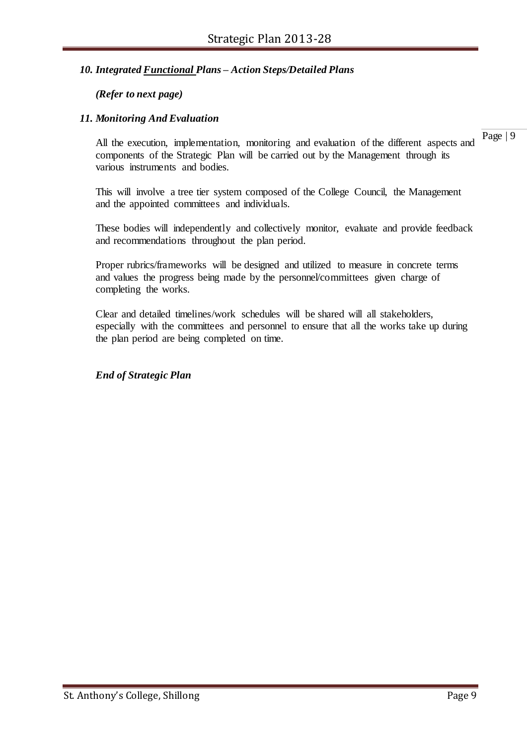### *10. Integrated Functional Plans – Action Steps/Detailed Plans*

***(Refer to next page)***

### *11. Monitoring And Evaluation*

All the execution, implementation, monitoring and evaluation of the different aspects and components of the Strategic Plan will be carried out by the Management through its various instruments and bodies.

This will involve a tree tier system composed of the College Council, the Management and the appointed committees and individuals.

These bodies will independently and collectively monitor, evaluate and provide feedback and recommendations throughout the plan period.

Proper rubrics/frameworks will be designed and utilized to measure in concrete terms and values the progress being made by the personnel/committees given charge of completing the works.

Clear and detailed timelines/work schedules will be shared will all stakeholders, especially with the committees and personnel to ensure that all the works take up during the plan period are being completed on time.

***End of Strategic Plan***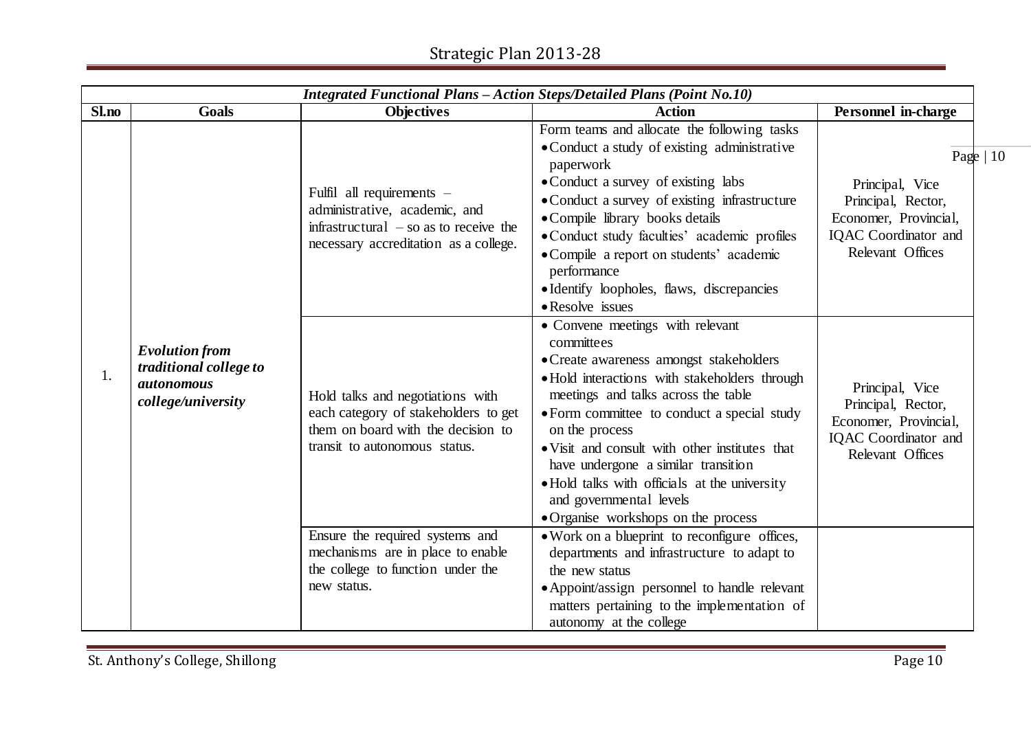| *Integrated Functional Plans – Action Steps/Detailed Plans (Point No.10)* | | | | |
|---|---|---|---|---|
| **Sl.no** | **Goals** | **Objectives** | **Action** | **Personnel in-charge** |
| 1. | ***Evolution from traditional college to autonomous college/university*** | Fulfil all requirements – administrative, academic, and infrastructural – so as to receive the necessary accreditation as a college. | Form teams and allocate the following tasks<br>• Conduct a study of existing administrative paperwork<br>• Conduct a survey of existing labs<br>• Conduct a survey of existing infrastructure<br>• Compile library books details<br>• Conduct study faculties' academic profiles<br>• Compile a report on students' academic performance<br>• Identify loopholes, flaws, discrepancies<br>• Resolve issues | Principal, Vice Principal, Rector, Economer, Provincial, IQAC Coordinator and Relevant Offices |
| | | Hold talks and negotiations with each category of stakeholders to get them on board with the decision to transit to autonomous status. | • Convene meetings with relevant committees<br>• Create awareness amongst stakeholders<br>• Hold interactions with stakeholders through meetings and talks across the table<br>• Form committee to conduct a special study on the process<br>• Visit and consult with other institutes that have undergone a similar transition<br>• Hold talks with officials at the university and governmental levels<br>• Organise workshops on the process | Principal, Vice Principal, Rector, Economer, Provincial, IQAC Coordinator and Relevant Offices |
| | | Ensure the required systems and mechanisms are in place to enable the college to function under the new status. | • Work on a blueprint to reconfigure offices, departments and infrastructure to adapt to the new status<br>• Appoint/assign personnel to handle relevant matters pertaining to the implementation of autonomy at the college | |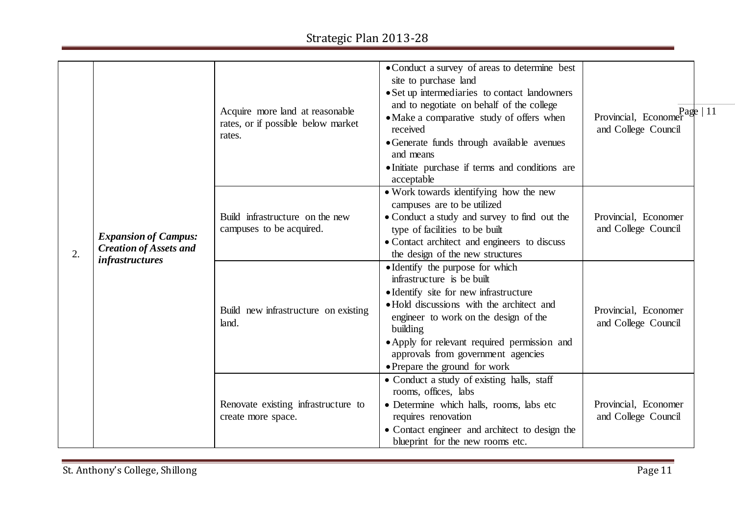| 2. | ***Expansion of Campus: Creation of Assets and infrastructures*** | Acquire more land at reasonable rates, or if possible below market rates. | • Conduct a survey of areas to determine best site to purchase land<br>• Set up intermediaries to contact landowners and to negotiate on behalf of the college<br>• Make a comparative study of offers when received<br>• Generate funds through available avenues and means<br>• Initiate purchase if terms and conditions are acceptable | Provincial, Economer and College Council |
|---|---|---|---|---|
| | | Build infrastructure on the new campuses to be acquired. | • Work towards identifying how the new campuses are to be utilized<br>• Conduct a study and survey to find out the type of facilities to be built<br>• Contact architect and engineers to discuss the design of the new structures | Provincial, Economer and College Council |
| | | Build new infrastructure on existing land. | • Identify the purpose for which infrastructure is be built<br>• Identify site for new infrastructure<br>• Hold discussions with the architect and engineer to work on the design of the building<br>• Apply for relevant required permission and approvals from government agencies<br>• Prepare the ground for work | Provincial, Economer and College Council |
| | | Renovate existing infrastructure to create more space. | • Conduct a study of existing halls, staff rooms, offices, labs<br>• Determine which halls, rooms, labs etc requires renovation<br>• Contact engineer and architect to design the blueprint for the new rooms etc. | Provincial, Economer and College Council |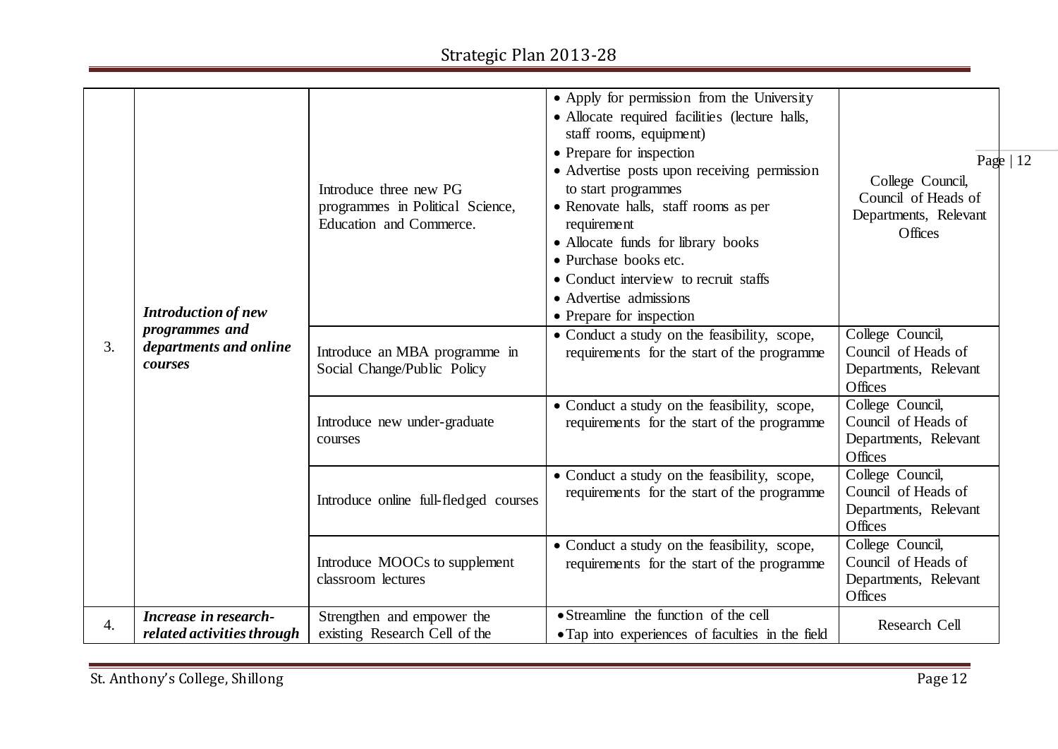| 3. | ***Introduction of new programmes and departments and online courses*** | Introduce three new PG programmes in Political Science, Education and Commerce. | • Apply for permission from the University<br>• Allocate required facilities (lecture halls, staff rooms, equipment)<br>• Prepare for inspection<br>• Advertise posts upon receiving permission to start programmes<br>• Renovate halls, staff rooms as per requirement<br>• Allocate funds for library books<br>• Purchase books etc.<br>• Conduct interview to recruit staffs<br>• Advertise admissions<br>• Prepare for inspection | College Council, Council of Heads of Departments, Relevant Offices |
|---|---|---|---|---|
| | | Introduce an MBA programme in Social Change/Public Policy | • Conduct a study on the feasibility, scope, requirements for the start of the programme | College Council, Council of Heads of Departments, Relevant Offices |
| | | Introduce new under-graduate courses | • Conduct a study on the feasibility, scope, requirements for the start of the programme | College Council, Council of Heads of Departments, Relevant Offices |
| | | Introduce online full-fledged courses | • Conduct a study on the feasibility, scope, requirements for the start of the programme | College Council, Council of Heads of Departments, Relevant Offices |
| | | Introduce MOOCs to supplement classroom lectures | • Conduct a study on the feasibility, scope, requirements for the start of the programme | College Council, Council of Heads of Departments, Relevant Offices |
| 4. | ***Increase in research-related activities through*** | Strengthen and empower the existing Research Cell of the | • Streamline the function of the cell<br>• Tap into experiences of faculties in the field | Research Cell |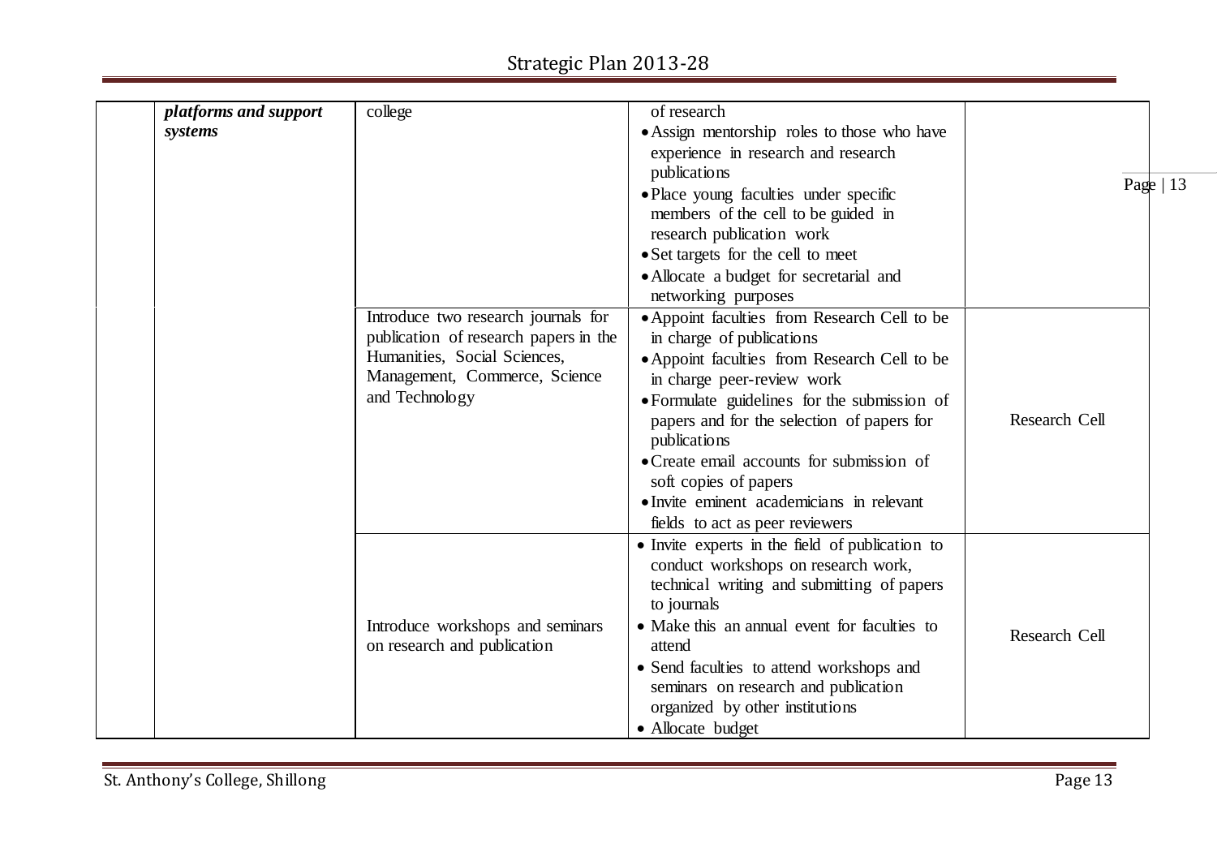| | | | | |
|---|---|---|---|---|
| | ***platforms and support systems*** | college | of research<br>• Assign mentorship roles to those who have experience in research and research publications<br>• Place young faculties under specific members of the cell to be guided in research publication work<br>• Set targets for the cell to meet<br>• Allocate a budget for secretarial and networking purposes | |
| | | Introduce two research journals for publication of research papers in the Humanities, Social Sciences, Management, Commerce, Science and Technology | • Appoint faculties from Research Cell to be in charge of publications<br>• Appoint faculties from Research Cell to be in charge peer-review work<br>• Formulate guidelines for the submission of papers and for the selection of papers for publications<br>• Create email accounts for submission of soft copies of papers<br>• Invite eminent academicians in relevant fields to act as peer reviewers | Research Cell |
| | | Introduce workshops and seminars on research and publication | • Invite experts in the field of publication to conduct workshops on research work, technical writing and submitting of papers to journals<br>• Make this an annual event for faculties to attend<br>• Send faculties to attend workshops and seminars on research and publication organized by other institutions<br>• Allocate budget | Research Cell |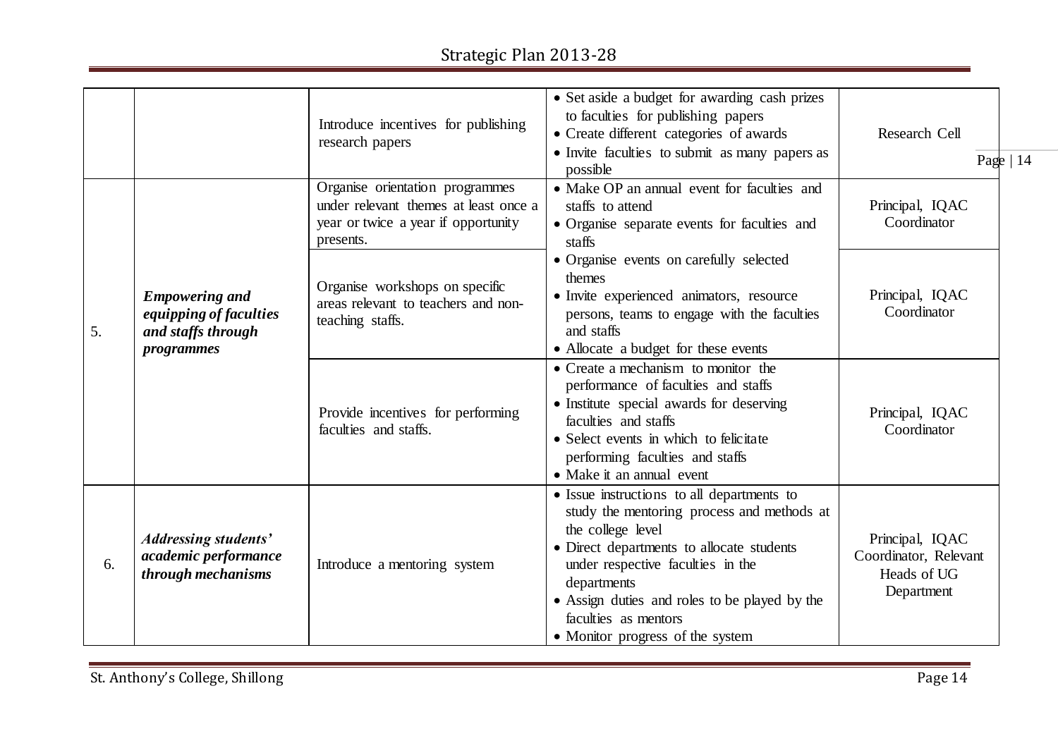| | | | | |
|---|---|---|---|---|
| | | Introduce incentives for publishing research papers | • Set aside a budget for awarding cash prizes to faculties for publishing papers<br>• Create different categories of awards<br>• Invite faculties to submit as many papers as possible | Research Cell |
| 5. | ***Empowering and equipping of faculties and staffs through programmes*** | Organise orientation programmes under relevant themes at least once a year or twice a year if opportunity presents. | • Make OP an annual event for faculties and staffs to attend<br>• Organise separate events for faculties and staffs<br>• Organise events on carefully selected themes<br>• Invite experienced animators, resource persons, teams to engage with the faculties and staffs<br>• Allocate a budget for these events | Principal, IQAC Coordinator |
| | | Organise workshops on specific areas relevant to teachers and non-teaching staffs. | | Principal, IQAC Coordinator |
| | | Provide incentives for performing faculties and staffs. | • Create a mechanism to monitor the performance of faculties and staffs<br>• Institute special awards for deserving faculties and staffs<br>• Select events in which to felicitate performing faculties and staffs<br>• Make it an annual event | Principal, IQAC Coordinator |
| 6. | ***Addressing students' academic performance through mechanisms*** | Introduce a mentoring system | • Issue instructions to all departments to study the mentoring process and methods at the college level<br>• Direct departments to allocate students under respective faculties in the departments<br>• Assign duties and roles to be played by the faculties as mentors<br>• Monitor progress of the system | Principal, IQAC Coordinator, Relevant Heads of UG Department |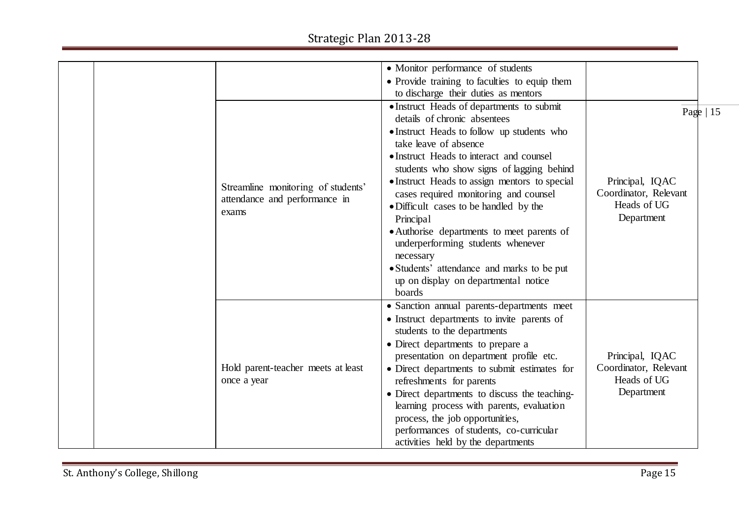| | | | | |
|---|---|---|---|---|
| | | | • Monitor performance of students<br>• Provide training to faculties to equip them to discharge their duties as mentors | |
| | | Streamline monitoring of students' attendance and performance in exams | • Instruct Heads of departments to submit details of chronic absentees<br>• Instruct Heads to follow up students who take leave of absence<br>• Instruct Heads to interact and counsel students who show signs of lagging behind<br>• Instruct Heads to assign mentors to special cases required monitoring and counsel<br>• Difficult cases to be handled by the Principal<br>• Authorise departments to meet parents of underperforming students whenever necessary<br>• Students' attendance and marks to be put up on display on departmental notice boards | Principal, IQAC Coordinator, Relevant Heads of UG Department |
| | | Hold parent-teacher meets at least once a year | • Sanction annual parents-departments meet<br>• Instruct departments to invite parents of students to the departments<br>• Direct departments to prepare a presentation on department profile etc.<br>• Direct departments to submit estimates for refreshments for parents<br>• Direct departments to discuss the teaching-learning process with parents, evaluation process, the job opportunities, performances of students, co-curricular activities held by the departments | Principal, IQAC Coordinator, Relevant Heads of UG Department |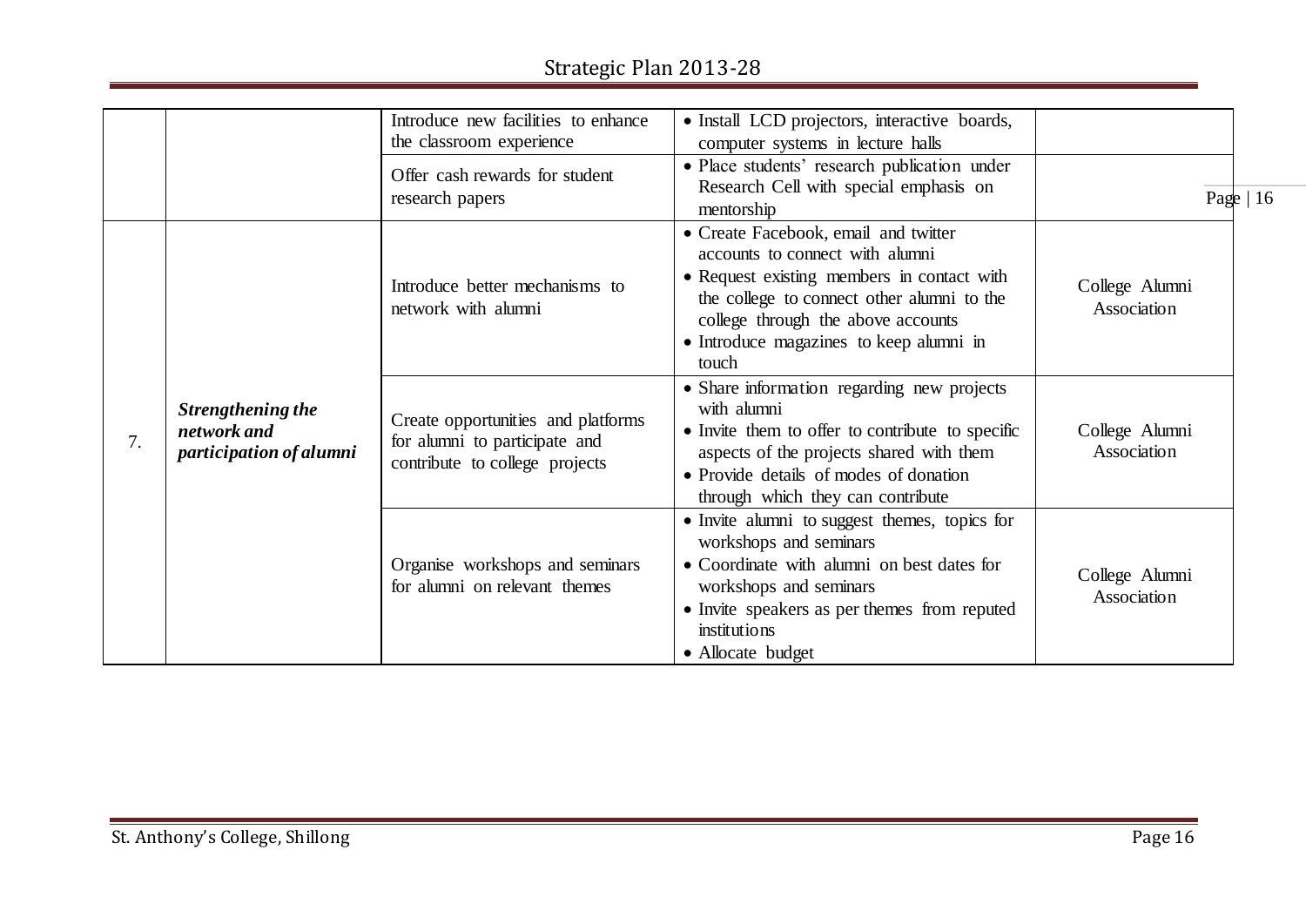| | | | | |
|---|---|---|---|---|
| | | Introduce new facilities to enhance the classroom experience | • Install LCD projectors, interactive boards, computer systems in lecture halls | |
| | | Offer cash rewards for student research papers | • Place students' research publication under Research Cell with special emphasis on mentorship | |
| 7. | ***Strengthening the network and participation of alumni*** | Introduce better mechanisms to network with alumni | • Create Facebook, email and twitter accounts to connect with alumni<br>• Request existing members in contact with the college to connect other alumni to the college through the above accounts<br>• Introduce magazines to keep alumni in touch | College Alumni Association |
| | | Create opportunities and platforms for alumni to participate and contribute to college projects | • Share information regarding new projects with alumni<br>• Invite them to offer to contribute to specific aspects of the projects shared with them<br>• Provide details of modes of donation through which they can contribute | College Alumni Association |
| | | Organise workshops and seminars for alumni on relevant themes | • Invite alumni to suggest themes, topics for workshops and seminars<br>• Coordinate with alumni on best dates for workshops and seminars<br>• Invite speakers as per themes from reputed institutions<br>• Allocate budget | College Alumni Association |